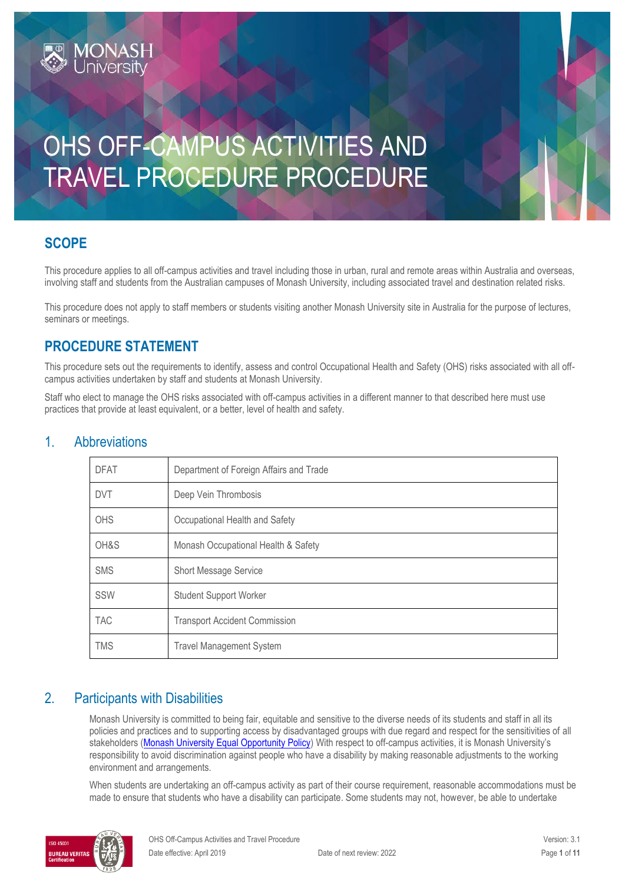# OHS OFF-CAMPUS ACTIVITIES AND TRAVEL PROCEDURE PROCEDURE

## SCOPE

This procedure applies to all off-campus activities and travel including those in urban, rural and remote areas within Australia and overseas, involving staff and students from the Australian campuses of Monash University, including associated travel and destination related risks.

This procedure does not apply to staff members or students visiting another Monash University site in Australia for the purpose of lectures, seminars or meetings.

## PROCEDURE STATEMENT

This procedure sets out the requirements to identify, assess and control Occupational Health and Safety (OHS) risks associated with all off-campus activities undertaken by staff and students at Monash University.

Staff who elect to manage the OHS risks associated with off-campus activities in a different manner to that described here must use practices that provide at least equivalent, or a better, level of health and safety.

## 1. Abbreviations

| | |
|---|---|
| DFAT | Department of Foreign Affairs and Trade |
| DVT | Deep Vein Thrombosis |
| OHS | Occupational Health and Safety |
| OH&S | Monash Occupational Health & Safety |
| SMS | Short Message Service |
| SSW | Student Support Worker |
| TAC | Transport Accident Commission |
| TMS | Travel Management System |

## 2. Participants with Disabilities

Monash University is committed to being fair, equitable and sensitive to the diverse needs of its students and staff in all its policies and practices and to supporting access by disadvantaged groups with due regard and respect for the sensitivities of all stakeholders (Monash University Equal Opportunity Policy) With respect to off-campus activities, it is Monash University's responsibility to avoid discrimination against people who have a disability by making reasonable adjustments to the working environment and arrangements.

When students are undertaking an off-campus activity as part of their course requirement, reasonable accommodations must be made to ensure that students who have a disability can participate. Some students may not, however, be able to undertake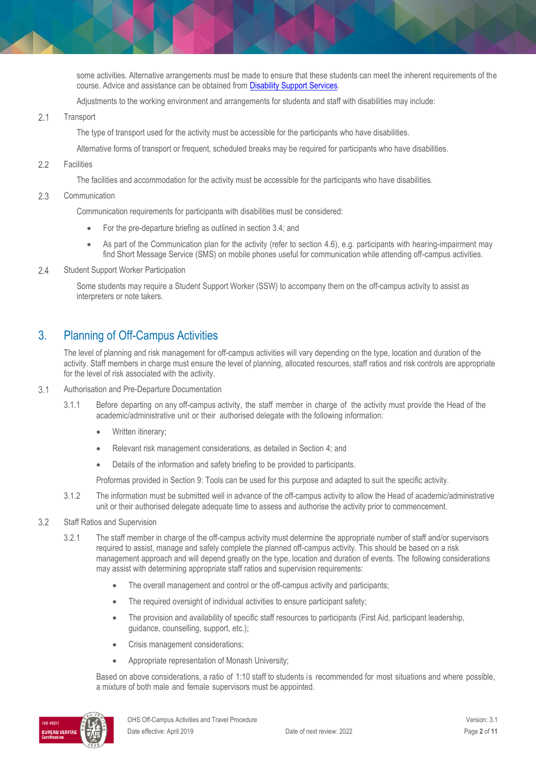some activities. Alternative arrangements must be made to ensure that these students can meet the inherent requirements of the course. Advice and assistance can be obtained from Disability Support Services.

Adjustments to the working environment and arrangements for students and staff with disabilities may include:

### 2.1 Transport

The type of transport used for the activity must be accessible for the participants who have disabilities.

Alternative forms of transport or frequent, scheduled breaks may be required for participants who have disabilities.

### 2.2 Facilities

The facilities and accommodation for the activity must be accessible for the participants who have disabilities.

### 2.3 Communication

Communication requirements for participants with disabilities must be considered:

- For the pre-departure briefing as outlined in section 3.4; and
- As part of the Communication plan for the activity (refer to section 4.6), e.g. participants with hearing-impairment may find Short Message Service (SMS) on mobile phones useful for communication while attending off-campus activities.

### 2.4 Student Support Worker Participation

Some students may require a Student Support Worker (SSW) to accompany them on the off-campus activity to assist as interpreters or note takers.

## 3. Planning of Off-Campus Activities

The level of planning and risk management for off-campus activities will vary depending on the type, location and duration of the activity. Staff members in charge must ensure the level of planning, allocated resources, staff ratios and risk controls are appropriate for the level of risk associated with the activity.

### 3.1 Authorisation and Pre-Departure Documentation

3.1.1 Before departing on any off-campus activity, the staff member in charge of the activity must provide the Head of the academic/administrative unit or their authorised delegate with the following information:

- Written itinerary;
- Relevant risk management considerations, as detailed in Section 4; and
- Details of the information and safety briefing to be provided to participants.

Proformas provided in Section 9: Tools can be used for this purpose and adapted to suit the specific activity.

3.1.2 The information must be submitted well in advance of the off-campus activity to allow the Head of academic/administrative unit or their authorised delegate adequate time to assess and authorise the activity prior to commencement.

### 3.2 Staff Ratios and Supervision

3.2.1 The staff member in charge of the off-campus activity must determine the appropriate number of staff and/or supervisors required to assist, manage and safely complete the planned off-campus activity. This should be based on a risk management approach and will depend greatly on the type, location and duration of events. The following considerations may assist with determining appropriate staff ratios and supervision requirements:

- The overall management and control or the off-campus activity and participants;
- The required oversight of individual activities to ensure participant safety;
- The provision and availability of specific staff resources to participants (First Aid, participant leadership, guidance, counselling, support, etc.);
- Crisis management considerations;
- Appropriate representation of Monash University;

Based on above considerations, a ratio of 1:10 staff to students is recommended for most situations and where possible, a mixture of both male and female supervisors must be appointed.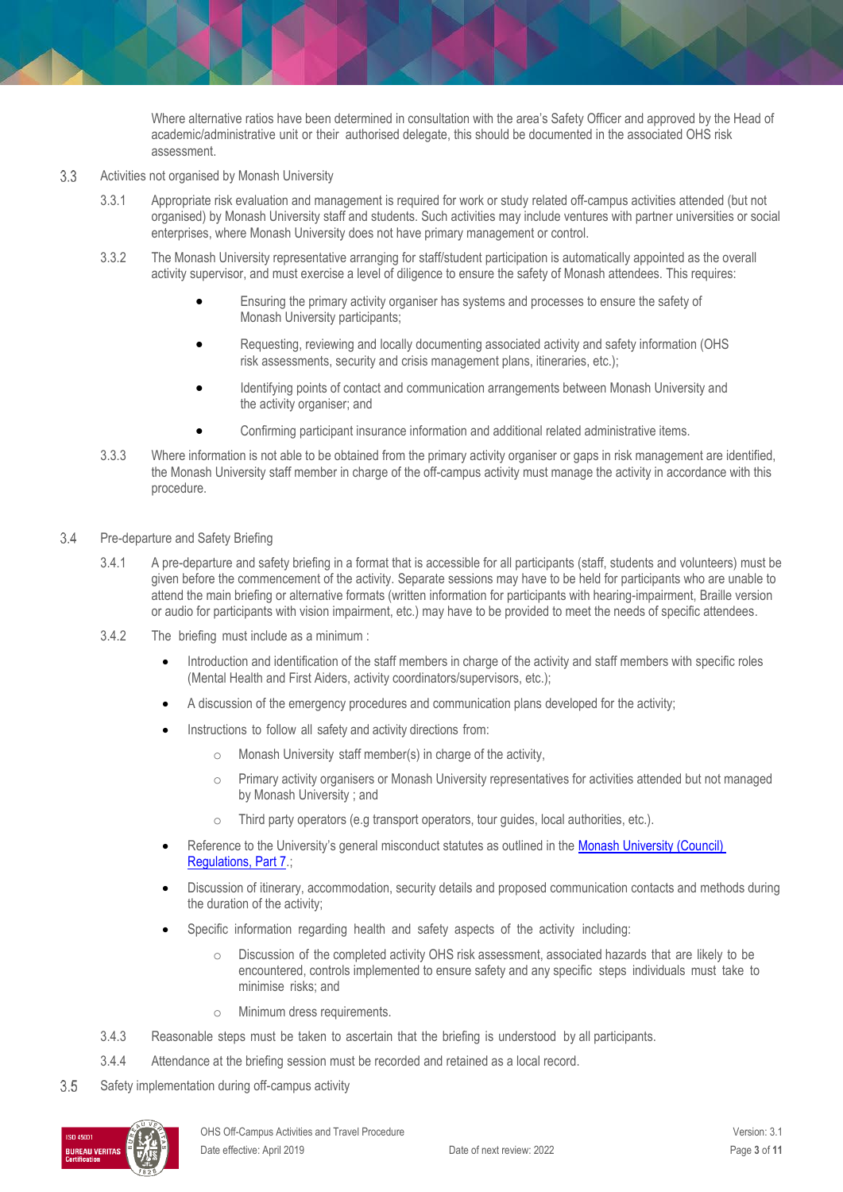Where alternative ratios have been determined in consultation with the area's Safety Officer and approved by the Head of academic/administrative unit or their authorised delegate, this should be documented in the associated OHS risk assessment.

## 3.3 Activities not organised by Monash University

3.3.1 Appropriate risk evaluation and management is required for work or study related off-campus activities attended (but not organised) by Monash University staff and students. Such activities may include ventures with partner universities or social enterprises, where Monash University does not have primary management or control.

3.3.2 The Monash University representative arranging for staff/student participation is automatically appointed as the overall activity supervisor, and must exercise a level of diligence to ensure the safety of Monash attendees. This requires:

- Ensuring the primary activity organiser has systems and processes to ensure the safety of Monash University participants;
- Requesting, reviewing and locally documenting associated activity and safety information (OHS risk assessments, security and crisis management plans, itineraries, etc.);
- Identifying points of contact and communication arrangements between Monash University and the activity organiser; and
- Confirming participant insurance information and additional related administrative items.

3.3.3 Where information is not able to be obtained from the primary activity organiser or gaps in risk management are identified, the Monash University staff member in charge of the off-campus activity must manage the activity in accordance with this procedure.

## 3.4 Pre-departure and Safety Briefing

3.4.1 A pre-departure and safety briefing in a format that is accessible for all participants (staff, students and volunteers) must be given before the commencement of the activity. Separate sessions may have to be held for participants who are unable to attend the main briefing or alternative formats (written information for participants with hearing-impairment, Braille version or audio for participants with vision impairment, etc.) may have to be provided to meet the needs of specific attendees.

3.4.2 The briefing must include as a minimum :

- Introduction and identification of the staff members in charge of the activity and staff members with specific roles (Mental Health and First Aiders, activity coordinators/supervisors, etc.);
- A discussion of the emergency procedures and communication plans developed for the activity;
- Instructions to follow all safety and activity directions from:
  - Monash University staff member(s) in charge of the activity,
  - Primary activity organisers or Monash University representatives for activities attended but not managed by Monash University ; and
  - Third party operators (e.g transport operators, tour guides, local authorities, etc.).
- Reference to the University's general misconduct statutes as outlined in the Monash University (Council) Regulations, Part 7.;
- Discussion of itinerary, accommodation, security details and proposed communication contacts and methods during the duration of the activity;
- Specific information regarding health and safety aspects of the activity including:
  - Discussion of the completed activity OHS risk assessment, associated hazards that are likely to be encountered, controls implemented to ensure safety and any specific steps individuals must take to minimise risks; and
  - Minimum dress requirements.

3.4.3 Reasonable steps must be taken to ascertain that the briefing is understood by all participants.

3.4.4 Attendance at the briefing session must be recorded and retained as a local record.

## 3.5 Safety implementation during off-campus activity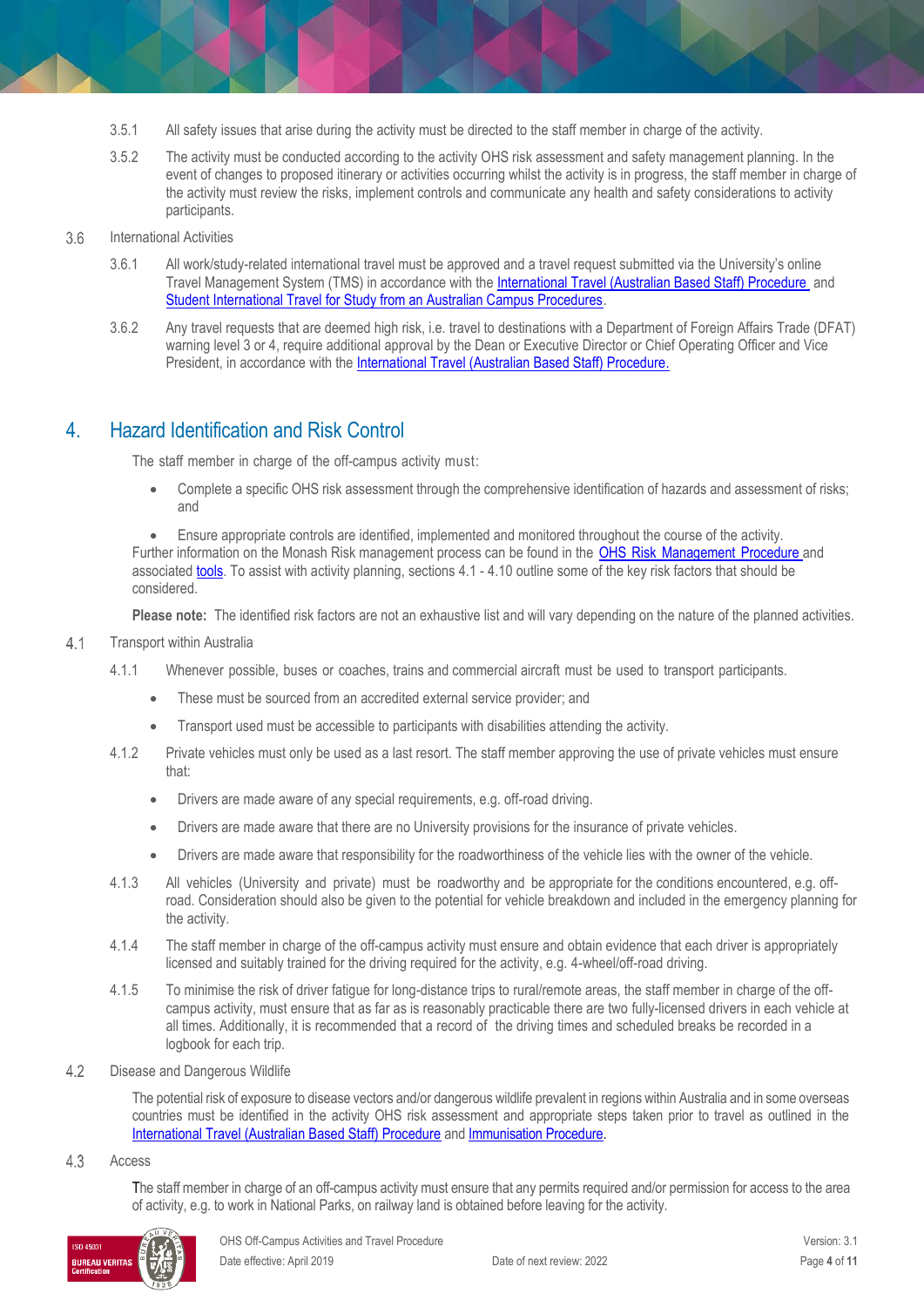3.5.1 All safety issues that arise during the activity must be directed to the staff member in charge of the activity.

3.5.2 The activity must be conducted according to the activity OHS risk assessment and safety management planning. In the event of changes to proposed itinerary or activities occurring whilst the activity is in progress, the staff member in charge of the activity must review the risks, implement controls and communicate any health and safety considerations to activity participants.

### 3.6 International Activities

3.6.1 All work/study-related international travel must be approved and a travel request submitted via the University's online Travel Management System (TMS) in accordance with the International Travel (Australian Based Staff) Procedure and Student International Travel for Study from an Australian Campus Procedures.

3.6.2 Any travel requests that are deemed high risk, i.e. travel to destinations with a Department of Foreign Affairs Trade (DFAT) warning level 3 or 4, require additional approval by the Dean or Executive Director or Chief Operating Officer and Vice President, in accordance with the International Travel (Australian Based Staff) Procedure.

## 4. Hazard Identification and Risk Control

The staff member in charge of the off-campus activity must:

- Complete a specific OHS risk assessment through the comprehensive identification of hazards and assessment of risks; and
- Ensure appropriate controls are identified, implemented and monitored throughout the course of the activity.

Further information on the Monash Risk management process can be found in the OHS Risk Management Procedure and associated tools. To assist with activity planning, sections 4.1 - 4.10 outline some of the key risk factors that should be considered.

**Please note:** The identified risk factors are not an exhaustive list and will vary depending on the nature of the planned activities.

### 4.1 Transport within Australia

4.1.1 Whenever possible, buses or coaches, trains and commercial aircraft must be used to transport participants.

- These must be sourced from an accredited external service provider; and
- Transport used must be accessible to participants with disabilities attending the activity.

4.1.2 Private vehicles must only be used as a last resort. The staff member approving the use of private vehicles must ensure that:

- Drivers are made aware of any special requirements, e.g. off-road driving.
- Drivers are made aware that there are no University provisions for the insurance of private vehicles.
- Drivers are made aware that responsibility for the roadworthiness of the vehicle lies with the owner of the vehicle.

4.1.3 All vehicles (University and private) must be roadworthy and be appropriate for the conditions encountered, e.g. off-road. Consideration should also be given to the potential for vehicle breakdown and included in the emergency planning for the activity.

4.1.4 The staff member in charge of the off-campus activity must ensure and obtain evidence that each driver is appropriately licensed and suitably trained for the driving required for the activity, e.g. 4-wheel/off-road driving.

4.1.5 To minimise the risk of driver fatigue for long-distance trips to rural/remote areas, the staff member in charge of the off-campus activity, must ensure that as far as is reasonably practicable there are two fully-licensed drivers in each vehicle at all times. Additionally, it is recommended that a record of the driving times and scheduled breaks be recorded in a logbook for each trip.

### 4.2 Disease and Dangerous Wildlife

The potential risk of exposure to disease vectors and/or dangerous wildlife prevalent in regions within Australia and in some overseas countries must be identified in the activity OHS risk assessment and appropriate steps taken prior to travel as outlined in the International Travel (Australian Based Staff) Procedure and Immunisation Procedure.

### 4.3 Access

The staff member in charge of an off-campus activity must ensure that any permits required and/or permission for access to the area of activity, e.g. to work in National Parks, on railway land is obtained before leaving for the activity.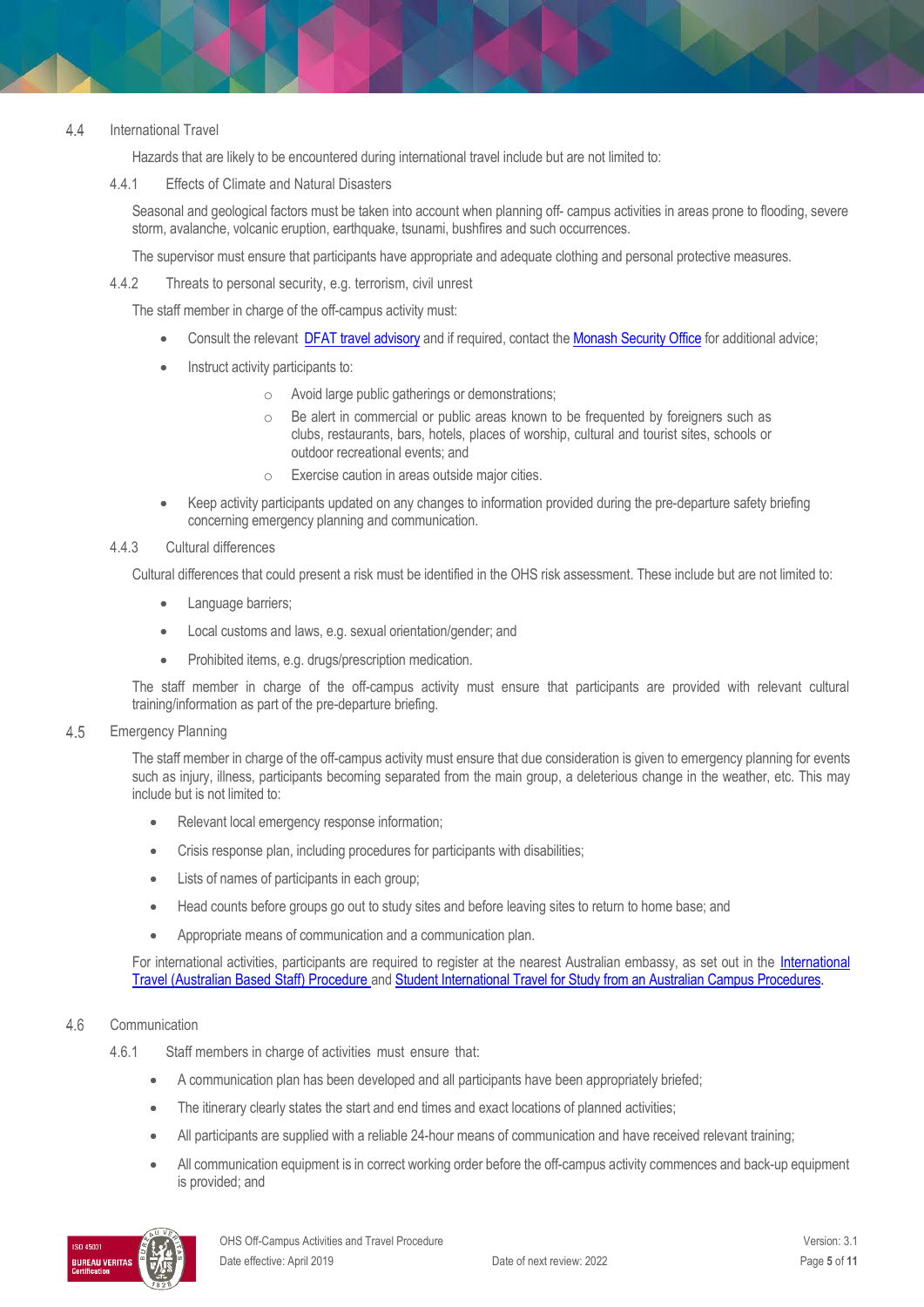## 4.4 International Travel

Hazards that are likely to be encountered during international travel include but are not limited to:

### 4.4.1 Effects of Climate and Natural Disasters

Seasonal and geological factors must be taken into account when planning off- campus activities in areas prone to flooding, severe storm, avalanche, volcanic eruption, earthquake, tsunami, bushfires and such occurrences.

The supervisor must ensure that participants have appropriate and adequate clothing and personal protective measures.

### 4.4.2 Threats to personal security, e.g. terrorism, civil unrest

The staff member in charge of the off-campus activity must:

- Consult the relevant DFAT travel advisory and if required, contact the Monash Security Office for additional advice;
- Instruct activity participants to:
  - Avoid large public gatherings or demonstrations;
  - Be alert in commercial or public areas known to be frequented by foreigners such as clubs, restaurants, bars, hotels, places of worship, cultural and tourist sites, schools or outdoor recreational events; and
  - Exercise caution in areas outside major cities.
- Keep activity participants updated on any changes to information provided during the pre-departure safety briefing concerning emergency planning and communication.

### 4.4.3 Cultural differences

Cultural differences that could present a risk must be identified in the OHS risk assessment. These include but are not limited to:

- Language barriers;
- Local customs and laws, e.g. sexual orientation/gender; and
- Prohibited items, e.g. drugs/prescription medication.

The staff member in charge of the off-campus activity must ensure that participants are provided with relevant cultural training/information as part of the pre-departure briefing.

## 4.5 Emergency Planning

The staff member in charge of the off-campus activity must ensure that due consideration is given to emergency planning for events such as injury, illness, participants becoming separated from the main group, a deleterious change in the weather, etc. This may include but is not limited to:

- Relevant local emergency response information;
- Crisis response plan, including procedures for participants with disabilities;
- Lists of names of participants in each group;
- Head counts before groups go out to study sites and before leaving sites to return to home base; and
- Appropriate means of communication and a communication plan.

For international activities, participants are required to register at the nearest Australian embassy, as set out in the International Travel (Australian Based Staff) Procedure and Student International Travel for Study from an Australian Campus Procedures.

## 4.6 Communication

### 4.6.1 Staff members in charge of activities must ensure that:

- A communication plan has been developed and all participants have been appropriately briefed;
- The itinerary clearly states the start and end times and exact locations of planned activities;
- All participants are supplied with a reliable 24-hour means of communication and have received relevant training;
- All communication equipment is in correct working order before the off-campus activity commences and back-up equipment is provided; and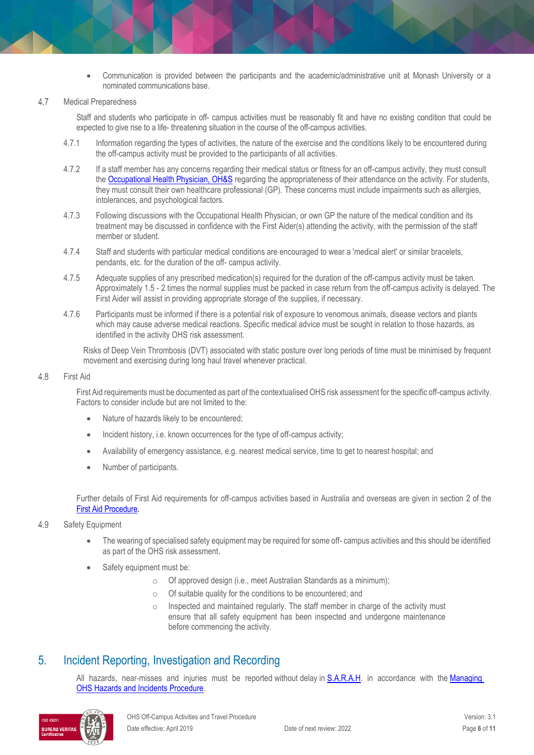- Communication is provided between the participants and the academic/administrative unit at Monash University or a nominated communications base.

4.7 Medical Preparedness

Staff and students who participate in off- campus activities must be reasonably fit and have no existing condition that could be expected to give rise to a life- threatening situation in the course of the off-campus activities.

4.7.1 Information regarding the types of activities, the nature of the exercise and the conditions likely to be encountered during the off-campus activity must be provided to the participants of all activities.

4.7.2 If a staff member has any concerns regarding their medical status or fitness for an off-campus activity, they must consult the Occupational Health Physician, OH&S regarding the appropriateness of their attendance on the activity. For students, they must consult their own healthcare professional (GP). These concerns must include impairments such as allergies, intolerances, and psychological factors.

4.7.3 Following discussions with the Occupational Health Physician, or own GP the nature of the medical condition and its treatment may be discussed in confidence with the First Aider(s) attending the activity, with the permission of the staff member or student.

4.7.4 Staff and students with particular medical conditions are encouraged to wear a 'medical alert' or similar bracelets, pendants, etc. for the duration of the off- campus activity.

4.7.5 Adequate supplies of any prescribed medication(s) required for the duration of the off-campus activity must be taken. Approximately 1.5 - 2 times the normal supplies must be packed in case return from the off-campus activity is delayed. The First Aider will assist in providing appropriate storage of the supplies, if necessary.

4.7.6 Participants must be informed if there is a potential risk of exposure to venomous animals, disease vectors and plants which may cause adverse medical reactions. Specific medical advice must be sought in relation to those hazards, as identified in the activity OHS risk assessment.

Risks of Deep Vein Thrombosis (DVT) associated with static posture over long periods of time must be minimised by frequent movement and exercising during long haul travel whenever practical.

4.8 First Aid

First Aid requirements must be documented as part of the contextualised OHS risk assessment for the specific off-campus activity. Factors to consider include but are not limited to the:

- Nature of hazards likely to be encountered;
- Incident history, i.e. known occurrences for the type of off-campus activity;
- Availability of emergency assistance, e.g. nearest medical service, time to get to nearest hospital; and
- Number of participants.

Further details of First Aid requirements for off-campus activities based in Australia and overseas are given in section 2 of the First Aid Procedure.

4.9 Safety Equipment

- The wearing of specialised safety equipment may be required for some off- campus activities and this should be identified as part of the OHS risk assessment.
- Safety equipment must be:
    - Of approved design (i.e., meet Australian Standards as a minimum);
    - Of suitable quality for the conditions to be encountered; and
    - Inspected and maintained regularly. The staff member in charge of the activity must ensure that all safety equipment has been inspected and undergone maintenance before commencing the activity.

## 5. Incident Reporting, Investigation and Recording

All hazards, near-misses and injuries must be reported without delay in S.A.R.A.H. in accordance with the Managing OHS Hazards and Incidents Procedure.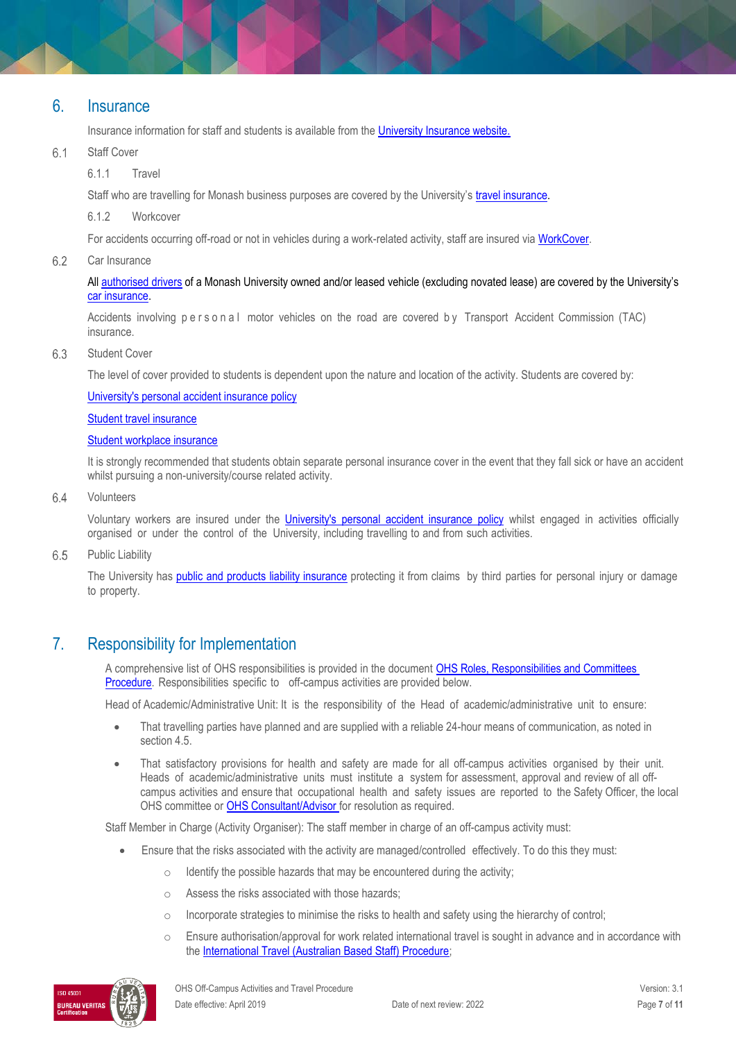# 6. Insurance

Insurance information for staff and students is available from the University Insurance website.

## 6.1 Staff Cover

### 6.1.1 Travel

Staff who are travelling for Monash business purposes are covered by the University's travel insurance.

### 6.1.2 Workcover

For accidents occurring off-road or not in vehicles during a work-related activity, staff are insured via WorkCover.

## 6.2 Car Insurance

All authorised drivers of a Monash University owned and/or leased vehicle (excluding novated lease) are covered by the University's car insurance.

Accidents involving personal motor vehicles on the road are covered by Transport Accident Commission (TAC) insurance.

## 6.3 Student Cover

The level of cover provided to students is dependent upon the nature and location of the activity. Students are covered by:

University's personal accident insurance policy

Student travel insurance

Student workplace insurance

It is strongly recommended that students obtain separate personal insurance cover in the event that they fall sick or have an accident whilst pursuing a non-university/course related activity.

## 6.4 Volunteers

Voluntary workers are insured under the University's personal accident insurance policy whilst engaged in activities officially organised or under the control of the University, including travelling to and from such activities.

## 6.5 Public Liability

The University has public and products liability insurance protecting it from claims by third parties for personal injury or damage to property.

# 7. Responsibility for Implementation

A comprehensive list of OHS responsibilities is provided in the document OHS Roles, Responsibilities and Committees Procedure. Responsibilities specific to off-campus activities are provided below.

Head of Academic/Administrative Unit: It is the responsibility of the Head of academic/administrative unit to ensure:

- That travelling parties have planned and are supplied with a reliable 24-hour means of communication, as noted in section 4.5.
- That satisfactory provisions for health and safety are made for all off-campus activities organised by their unit. Heads of academic/administrative units must institute a system for assessment, approval and review of all off-campus activities and ensure that occupational health and safety issues are reported to the Safety Officer, the local OHS committee or OHS Consultant/Advisor for resolution as required.

Staff Member in Charge (Activity Organiser): The staff member in charge of an off-campus activity must:

- Ensure that the risks associated with the activity are managed/controlled effectively. To do this they must:
  - Identify the possible hazards that may be encountered during the activity;
  - Assess the risks associated with those hazards;
  - Incorporate strategies to minimise the risks to health and safety using the hierarchy of control;
  - Ensure authorisation/approval for work related international travel is sought in advance and in accordance with the International Travel (Australian Based Staff) Procedure;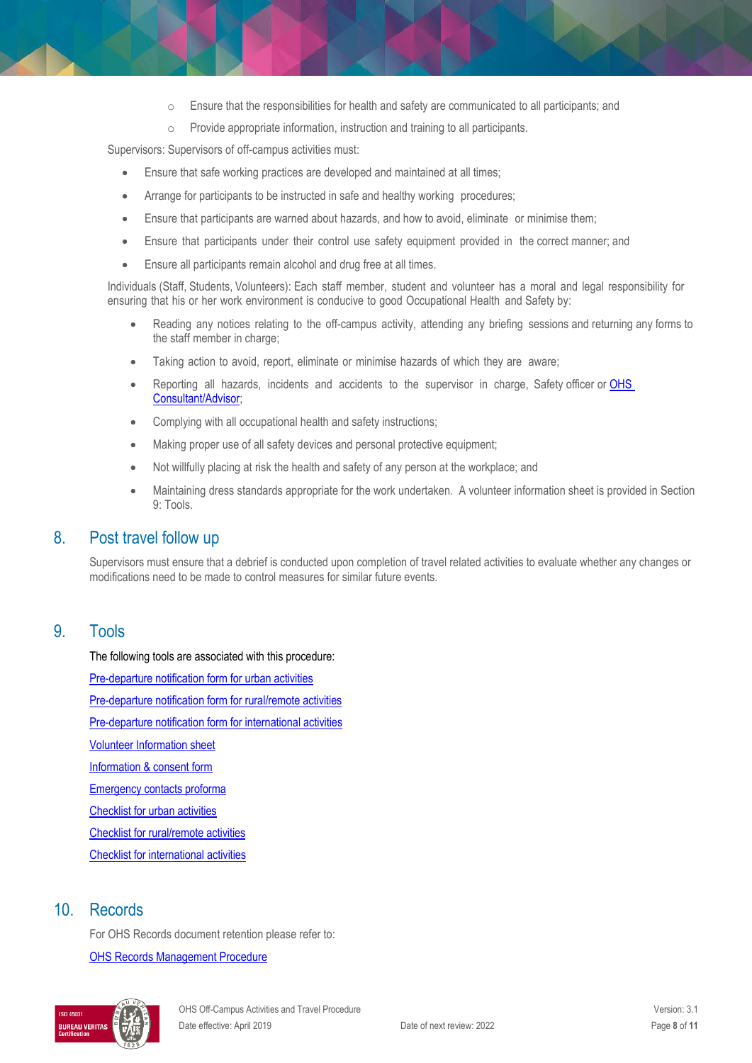- Ensure that the responsibilities for health and safety are communicated to all participants; and
  - Provide appropriate information, instruction and training to all participants.

Supervisors: Supervisors of off-campus activities must:

- Ensure that safe working practices are developed and maintained at all times;
- Arrange for participants to be instructed in safe and healthy working procedures;
- Ensure that participants are warned about hazards, and how to avoid, eliminate or minimise them;
- Ensure that participants under their control use safety equipment provided in the correct manner; and
- Ensure all participants remain alcohol and drug free at all times.

Individuals (Staff, Students, Volunteers): Each staff member, student and volunteer has a moral and legal responsibility for ensuring that his or her work environment is conducive to good Occupational Health and Safety by:

- Reading any notices relating to the off-campus activity, attending any briefing sessions and returning any forms to the staff member in charge;
- Taking action to avoid, report, eliminate or minimise hazards of which they are aware;
- Reporting all hazards, incidents and accidents to the supervisor in charge, Safety officer or OHS Consultant/Advisor;
- Complying with all occupational health and safety instructions;
- Making proper use of all safety devices and personal protective equipment;
- Not willfully placing at risk the health and safety of any person at the workplace; and
- Maintaining dress standards appropriate for the work undertaken. A volunteer information sheet is provided in Section 9: Tools.

## 8. Post travel follow up

Supervisors must ensure that a debrief is conducted upon completion of travel related activities to evaluate whether any changes or modifications need to be made to control measures for similar future events.

## 9. Tools

The following tools are associated with this procedure:

Pre-departure notification form for urban activities

Pre-departure notification form for rural/remote activities

Pre-departure notification form for international activities

Volunteer Information sheet

Information & consent form

Emergency contacts proforma

Checklist for urban activities

Checklist for rural/remote activities

Checklist for international activities

## 10. Records

For OHS Records document retention please refer to:

OHS Records Management Procedure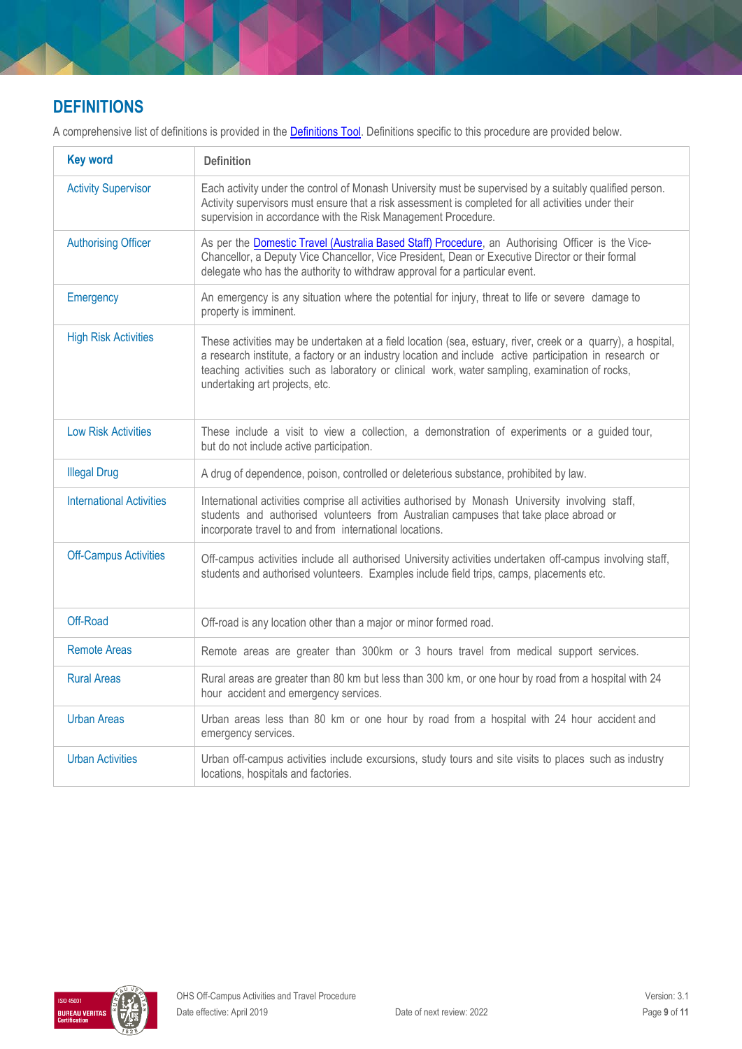## DEFINITIONS

A comprehensive list of definitions is provided in the Definitions Tool. Definitions specific to this procedure are provided below.

| Key word | Definition |
|---|---|
| Activity Supervisor | Each activity under the control of Monash University must be supervised by a suitably qualified person. Activity supervisors must ensure that a risk assessment is completed for all activities under their supervision in accordance with the Risk Management Procedure. |
| Authorising Officer | As per the Domestic Travel (Australia Based Staff) Procedure, an Authorising Officer is the Vice-Chancellor, a Deputy Vice Chancellor, Vice President, Dean or Executive Director or their formal delegate who has the authority to withdraw approval for a particular event. |
| Emergency | An emergency is any situation where the potential for injury, threat to life or severe damage to property is imminent. |
| High Risk Activities | These activities may be undertaken at a field location (sea, estuary, river, creek or a quarry), a hospital, a research institute, a factory or an industry location and include active participation in research or teaching activities such as laboratory or clinical work, water sampling, examination of rocks, undertaking art projects, etc. |
| Low Risk Activities | These include a visit to view a collection, a demonstration of experiments or a guided tour, but do not include active participation. |
| Illegal Drug | A drug of dependence, poison, controlled or deleterious substance, prohibited by law. |
| International Activities | International activities comprise all activities authorised by Monash University involving staff, students and authorised volunteers from Australian campuses that take place abroad or incorporate travel to and from international locations. |
| Off-Campus Activities | Off-campus activities include all authorised University activities undertaken off-campus involving staff, students and authorised volunteers. Examples include field trips, camps, placements etc. |
| Off-Road | Off-road is any location other than a major or minor formed road. |
| Remote Areas | Remote areas are greater than 300km or 3 hours travel from medical support services. |
| Rural Areas | Rural areas are greater than 80 km but less than 300 km, or one hour by road from a hospital with 24 hour accident and emergency services. |
| Urban Areas | Urban areas less than 80 km or one hour by road from a hospital with 24 hour accident and emergency services. |
| Urban Activities | Urban off-campus activities include excursions, study tours and site visits to places such as industry locations, hospitals and factories. |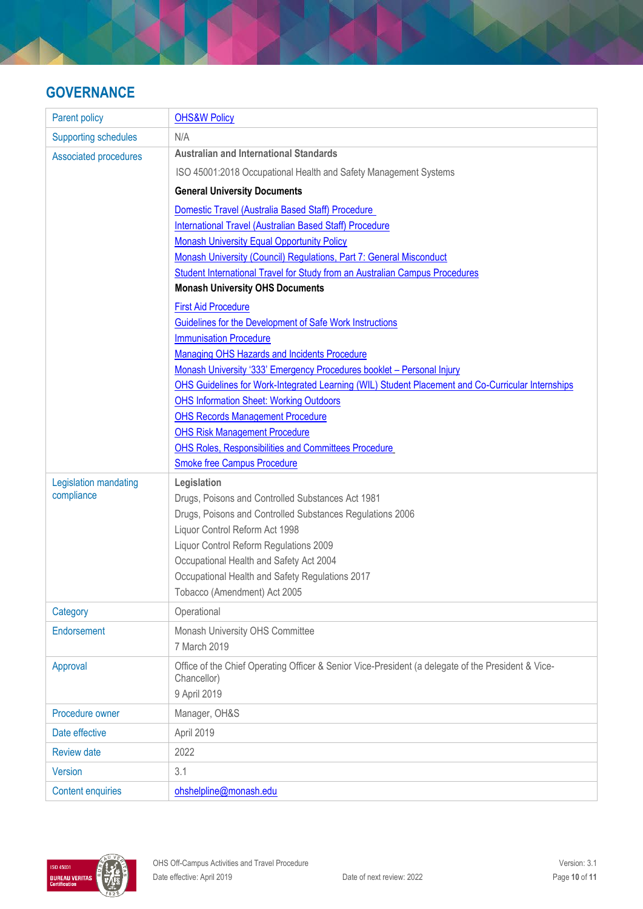## GOVERNANCE

| | |
|---|---|
| Parent policy | OHS&W Policy |
| Supporting schedules | N/A |
| Associated procedures | **Australian and International Standards**<br>ISO 45001:2018 Occupational Health and Safety Management Systems<br>**General University Documents**<br>Domestic Travel (Australia Based Staff) Procedure<br>International Travel (Australian Based Staff) Procedure<br>Monash University Equal Opportunity Policy<br>Monash University (Council) Regulations, Part 7: General Misconduct<br>Student International Travel for Study from an Australian Campus Procedures<br>**Monash University OHS Documents**<br>First Aid Procedure<br>Guidelines for the Development of Safe Work Instructions<br>Immunisation Procedure<br>Managing OHS Hazards and Incidents Procedure<br>Monash University '333' Emergency Procedures booklet – Personal Injury<br>OHS Guidelines for Work-Integrated Learning (WIL) Student Placement and Co-Curricular Internships<br>OHS Information Sheet: Working Outdoors<br>OHS Records Management Procedure<br>OHS Risk Management Procedure<br>OHS Roles, Responsibilities and Committees Procedure<br>Smoke free Campus Procedure |
| Legislation mandating compliance | **Legislation**<br>Drugs, Poisons and Controlled Substances Act 1981<br>Drugs, Poisons and Controlled Substances Regulations 2006<br>Liquor Control Reform Act 1998<br>Liquor Control Reform Regulations 2009<br>Occupational Health and Safety Act 2004<br>Occupational Health and Safety Regulations 2017<br>Tobacco (Amendment) Act 2005 |
| Category | Operational |
| Endorsement | Monash University OHS Committee<br>7 March 2019 |
| Approval | Office of the Chief Operating Officer & Senior Vice-President (a delegate of the President & Vice-Chancellor)<br>9 April 2019 |
| Procedure owner | Manager, OH&S |
| Date effective | April 2019 |
| Review date | 2022 |
| Version | 3.1 |
| Content enquiries | ohshelpline@monash.edu |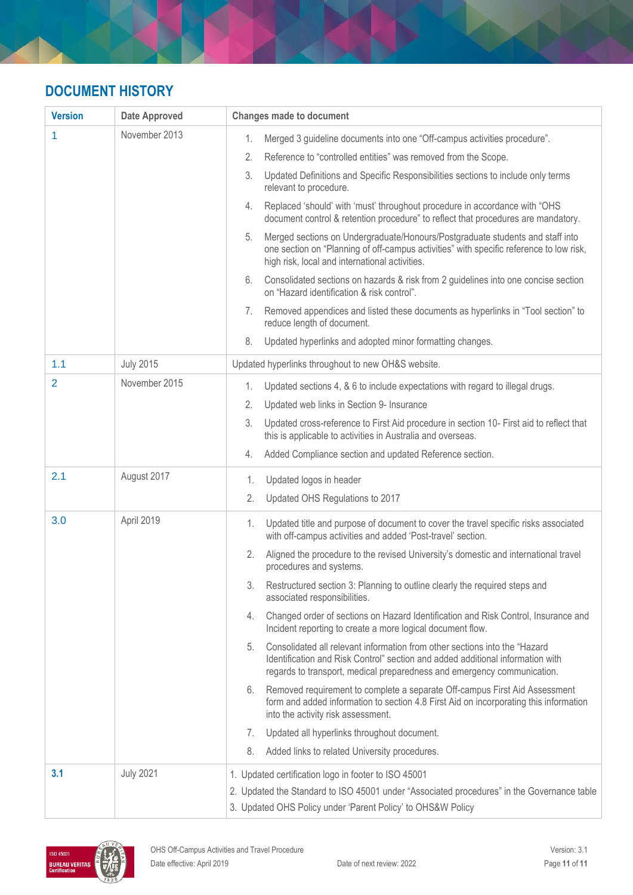## DOCUMENT HISTORY

| Version | Date Approved | Changes made to document |
|---|---|---|
| 1 | November 2013 | 1. Merged 3 guideline documents into one "Off-campus activities procedure".<br>2. Reference to "controlled entities" was removed from the Scope.<br>3. Updated Definitions and Specific Responsibilities sections to include only terms relevant to procedure.<br>4. Replaced 'should' with 'must' throughout procedure in accordance with "OHS document control & retention procedure" to reflect that procedures are mandatory.<br>5. Merged sections on Undergraduate/Honours/Postgraduate students and staff into one section on "Planning of off-campus activities" with specific reference to low risk, high risk, local and international activities.<br>6. Consolidated sections on hazards & risk from 2 guidelines into one concise section on "Hazard identification & risk control".<br>7. Removed appendices and listed these documents as hyperlinks in "Tool section" to reduce length of document.<br>8. Updated hyperlinks and adopted minor formatting changes. |
| 1.1 | July 2015 | Updated hyperlinks throughout to new OH&S website. |
| 2 | November 2015 | 1. Updated sections 4, & 6 to include expectations with regard to illegal drugs.<br>2. Updated web links in Section 9- Insurance<br>3. Updated cross-reference to First Aid procedure in section 10- First aid to reflect that this is applicable to activities in Australia and overseas.<br>4. Added Compliance section and updated Reference section. |
| 2.1 | August 2017 | 1. Updated logos in header<br>2. Updated OHS Regulations to 2017 |
| 3.0 | April 2019 | 1. Updated title and purpose of document to cover the travel specific risks associated with off-campus activities and added 'Post-travel' section.<br>2. Aligned the procedure to the revised University's domestic and international travel procedures and systems.<br>3. Restructured section 3: Planning to outline clearly the required steps and associated responsibilities.<br>4. Changed order of sections on Hazard Identification and Risk Control, Insurance and Incident reporting to create a more logical document flow.<br>5. Consolidated all relevant information from other sections into the "Hazard Identification and Risk Control" section and added additional information with regards to transport, medical preparedness and emergency communication.<br>6. Removed requirement to complete a separate Off-campus First Aid Assessment form and added information to section 4.8 First Aid on incorporating this information into the activity risk assessment.<br>7. Updated all hyperlinks throughout document.<br>8. Added links to related University procedures. |
| **3.1** | July 2021 | 1. Updated certification logo in footer to ISO 45001<br>2. Updated the Standard to ISO 45001 under "Associated procedures" in the Governance table<br>3. Updated OHS Policy under 'Parent Policy' to OHS&W Policy |